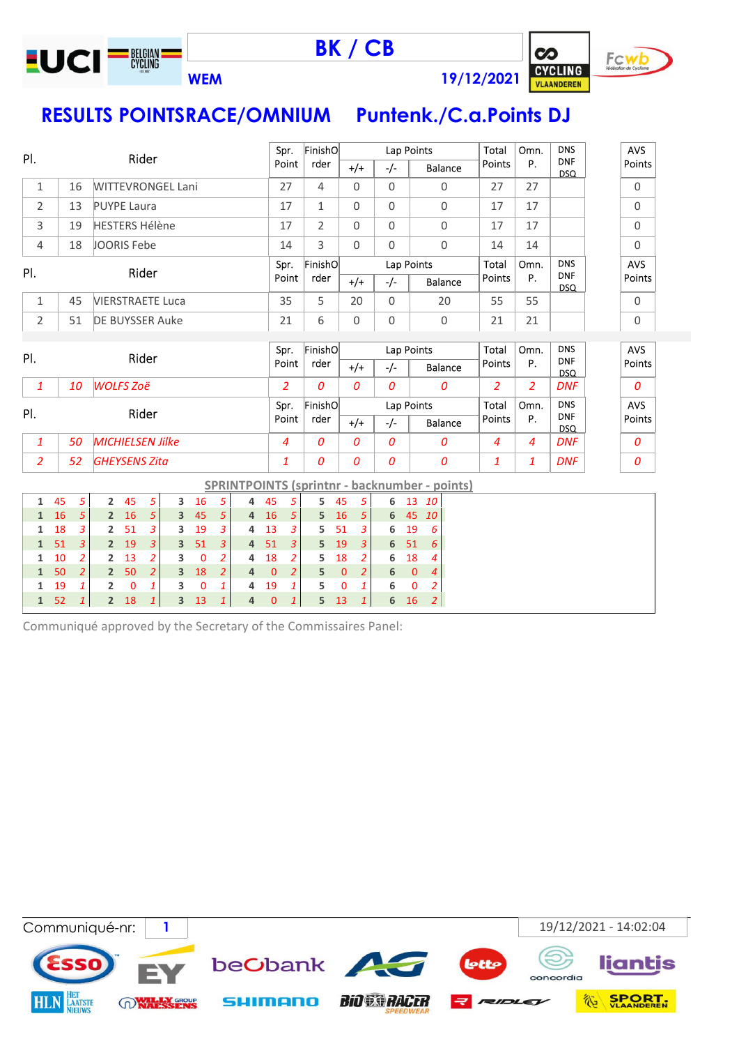# BK / CB

WEM — 19/12/2021

## RESULTS POINTSRACE/OMNIUM    Puntenk./C.a.Points DJ

| Pl. | | Rider | Spr. Point | FinishOrder | Lap Points +/+ | Lap Points -/- | Lap Points Balance | Total Points | Omn. P. | DNS DNF DSQ | AVS Points |
|---|---|---|---|---|---|---|---|---|---|---|---|
| 1 | 16 | WITTEVRONGEL Lani | 27 | 4 | 0 | 0 | 0 | 27 | 27 | | 0 |
| 2 | 13 | PUYPE Laura | 17 | 1 | 0 | 0 | 0 | 17 | 17 | | 0 |
| 3 | 19 | HESTERS Hélène | 17 | 2 | 0 | 0 | 0 | 17 | 17 | | 0 |
| 4 | 18 | JOORIS Febe | 14 | 3 | 0 | 0 | 0 | 14 | 14 | | 0 |

| Pl. | | Rider | Spr. Point | FinishOrder | Lap Points +/+ | Lap Points -/- | Lap Points Balance | Total Points | Omn. P. | DNS DNF DSQ | AVS Points |
|---|---|---|---|---|---|---|---|---|---|---|---|
| 1 | 45 | VIERSTRAETE Luca | 35 | 5 | 20 | 0 | 20 | 55 | 55 | | 0 |
| 2 | 51 | DE BUYSSER Auke | 21 | 6 | 0 | 0 | 0 | 21 | 21 | | 0 |

| Pl. | | Rider | Spr. Point | FinishOrder | Lap Points +/+ | Lap Points -/- | Lap Points Balance | Total Points | Omn. P. | DNS DNF DSQ | AVS Points |
|---|---|---|---|---|---|---|---|---|---|---|---|
| *1* | *10* | *WOLFS Zoë* | *2* | *0* | *0* | *0* | *0* | *2* | *2* | *DNF* | *0* |

| Pl. | | Rider | Spr. Point | FinishOrder | Lap Points +/+ | Lap Points -/- | Lap Points Balance | Total Points | Omn. P. | DNS DNF DSQ | AVS Points |
|---|---|---|---|---|---|---|---|---|---|---|---|
| *1* | *50* | *MICHIELSEN Jilke* | *4* | *0* | *0* | *0* | *0* | *4* | *4* | *DNF* | *0* |
| *2* | *52* | *GHEYSENS Zita* | *1* | *0* | *0* | *0* | *0* | *1* | *1* | *DNF* | *0* |

### SPRINTPOINTS (sprintnr - backnumber - points)

| Nr | Back | Pts | Nr | Back | Pts | Nr | Back | Pts | Nr | Back | Pts | Nr | Back | Pts | Nr | Back | Pts |
|---|---|---|---|---|---|---|---|---|---|---|---|---|---|---|---|---|---|
| 1 | 45 | 5 | 2 | 45 | 5 | 3 | 16 | 5 | 4 | 45 | 5 | 5 | 45 | 5 | 6 | 13 | 10 |
| 1 | 16 | 5 | 2 | 16 | 5 | 3 | 45 | 5 | 4 | 16 | 5 | 5 | 16 | 5 | 6 | 45 | 10 |
| 1 | 18 | 3 | 2 | 51 | 3 | 3 | 19 | 3 | 4 | 13 | 3 | 5 | 51 | 3 | 6 | 19 | 6 |
| 1 | 51 | 3 | 2 | 19 | 3 | 3 | 51 | 3 | 4 | 51 | 3 | 5 | 19 | 3 | 6 | 51 | 6 |
| 1 | 10 | 2 | 2 | 13 | 2 | 3 | 0 | 2 | 4 | 18 | 2 | 5 | 18 | 2 | 6 | 18 | 4 |
| 1 | 50 | 2 | 2 | 50 | 2 | 3 | 18 | 2 | 4 | 0 | 2 | 5 | 0 | 2 | 6 | 0 | 4 |
| 1 | 19 | 1 | 2 | 0 | 1 | 3 | 0 | 1 | 4 | 19 | 1 | 5 | 0 | 1 | 6 | 0 | 2 |
| 1 | 52 | 1 | 2 | 18 | 1 | 3 | 13 | 1 | 4 | 0 | 1 | 5 | 13 | 1 | 6 | 16 | 2 |

Communiqué approved by the Secretary of the Commissaires Panel:

Communiqué-nr: 1 — 19/12/2021 - 14:02:04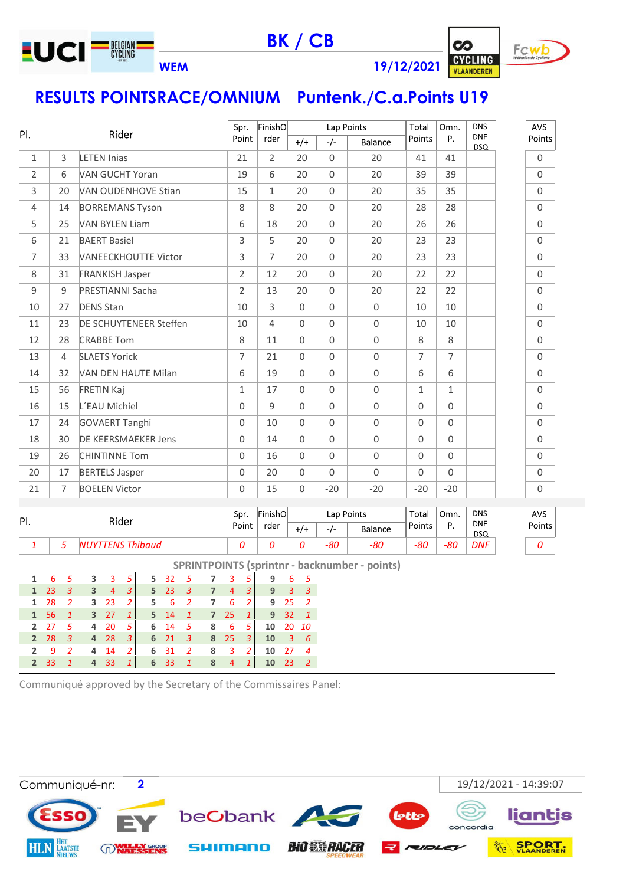# BK / CB

WEM 19/12/2021

## RESULTS POINTSRACE/OMNIUM Puntenk./C.a.Points U19

| Pl. | | Rider | Spr. Point | FinishOrder | Lap Points | | | Total Points | Omn. P. | DNS DNF DSQ | AVS Points |
|---|---|---|---|---|---|---|---|---|---|---|---|
| | | | | | +/+ | -/- | Balance | | | | |
| 1 | 3 | LETEN Inias | 21 | 2 | 20 | 0 | 20 | 41 | 41 | | 0 |
| 2 | 6 | VAN GUCHT Yoran | 19 | 6 | 20 | 0 | 20 | 39 | 39 | | 0 |
| 3 | 20 | VAN OUDENHOVE Stian | 15 | 1 | 20 | 0 | 20 | 35 | 35 | | 0 |
| 4 | 14 | BORREMANS Tyson | 8 | 8 | 20 | 0 | 20 | 28 | 28 | | 0 |
| 5 | 25 | VAN BYLEN Liam | 6 | 18 | 20 | 0 | 20 | 26 | 26 | | 0 |
| 6 | 21 | BAERT Basiel | 3 | 5 | 20 | 0 | 20 | 23 | 23 | | 0 |
| 7 | 33 | VANEECKHOUTTE Victor | 3 | 7 | 20 | 0 | 20 | 23 | 23 | | 0 |
| 8 | 31 | FRANKISH Jasper | 2 | 12 | 20 | 0 | 20 | 22 | 22 | | 0 |
| 9 | 9 | PRESTIANNI Sacha | 2 | 13 | 20 | 0 | 20 | 22 | 22 | | 0 |
| 10 | 27 | DENS Stan | 10 | 3 | 0 | 0 | 0 | 10 | 10 | | 0 |
| 11 | 23 | DE SCHUYTENEER Steffen | 10 | 4 | 0 | 0 | 0 | 10 | 10 | | 0 |
| 12 | 28 | CRABBE Tom | 8 | 11 | 0 | 0 | 0 | 8 | 8 | | 0 |
| 13 | 4 | SLAETS Yorick | 7 | 21 | 0 | 0 | 0 | 7 | 7 | | 0 |
| 14 | 32 | VAN DEN HAUTE Milan | 6 | 19 | 0 | 0 | 0 | 6 | 6 | | 0 |
| 15 | 56 | FRETIN Kaj | 1 | 17 | 0 | 0 | 0 | 1 | 1 | | 0 |
| 16 | 15 | L´EAU Michiel | 0 | 9 | 0 | 0 | 0 | 0 | 0 | | 0 |
| 17 | 24 | GOVAERT Tanghi | 0 | 10 | 0 | 0 | 0 | 0 | 0 | | 0 |
| 18 | 30 | DE KEERSMAEKER Jens | 0 | 14 | 0 | 0 | 0 | 0 | 0 | | 0 |
| 19 | 26 | CHINTINNE Tom | 0 | 16 | 0 | 0 | 0 | 0 | 0 | | 0 |
| 20 | 17 | BERTELS Jasper | 0 | 20 | 0 | 0 | 0 | 0 | 0 | | 0 |
| 21 | 7 | BOELEN Victor | 0 | 15 | 0 | -20 | -20 | -20 | -20 | | 0 |

| Pl. | | Rider | Spr. Point | FinishOrder | Lap Points | | | Total Points | Omn. P. | DNS DNF DSQ | AVS Points |
|---|---|---|---|---|---|---|---|---|---|---|---|
| | | | | | +/+ | -/- | Balance | | | | |
| *1* | *5* | *NUYTTENS Thibaud* | *0* | *0* | *0* | *-80* | *-80* | *-80* | *-80* | *DNF* | *0* |

### SPRINTPOINTS (sprintnr - backnumber - points)

| | | | | | | | | | | | | | | |
|---|---|---|---|---|---|---|---|---|---|---|---|---|---|---|
| 1 | 6 | *5* | 3 | 3 | *5* | 5 | 32 | *5* | 7 | 3 | *5* | 9 | 6 | *5* |
| 1 | 23 | *3* | 3 | 4 | *3* | 5 | 23 | *3* | 7 | 4 | *3* | 9 | 3 | *3* |
| 1 | 28 | *2* | 3 | 23 | *2* | 5 | 6 | *2* | 7 | 6 | *2* | 9 | 25 | *2* |
| 1 | 56 | *1* | 3 | 27 | *1* | 5 | 14 | *1* | 7 | 25 | *1* | 9 | 32 | *1* |
| 2 | 27 | *5* | 4 | 20 | *5* | 6 | 14 | *5* | 8 | 6 | *5* | 10 | 20 | *10* |
| 2 | 28 | *3* | 4 | 28 | *3* | 6 | 21 | *3* | 8 | 25 | *3* | 10 | 3 | *6* |
| 2 | 9 | *2* | 4 | 14 | *2* | 6 | 31 | *2* | 8 | 3 | *2* | 10 | 27 | *4* |
| 2 | 33 | *1* | 4 | 33 | *1* | 6 | 33 | *1* | 8 | 4 | *1* | 10 | 23 | *2* |

Communiqué approved by the Secretary of the Commissaires Panel:

Communiqué-nr: **2** 19/12/2021 - 14:39:07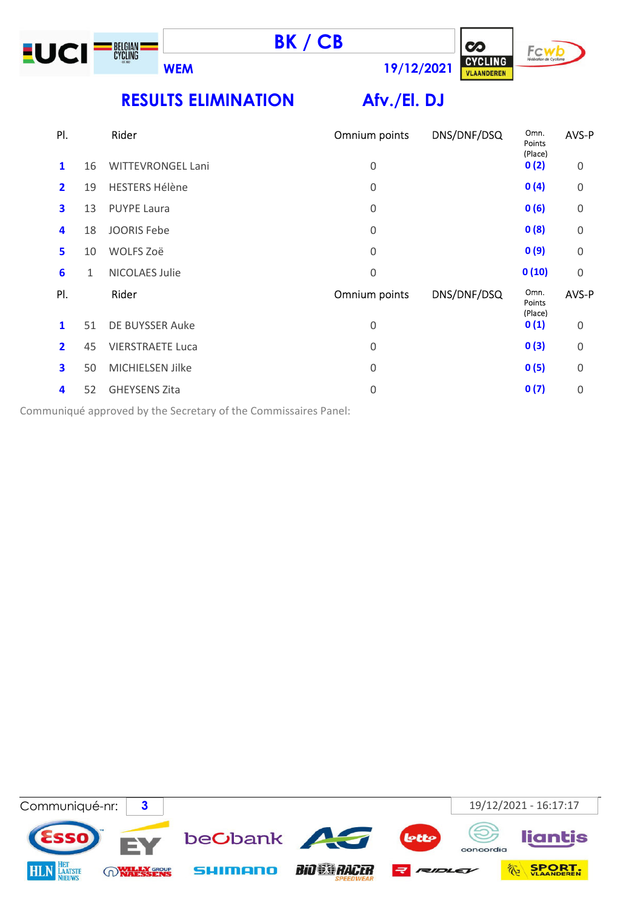# BK / CB

**WEM** **19/12/2021**

## RESULTS ELIMINATION — Afv./El. DJ

| Pl. | | Rider | Omnium points | DNS/DNF/DSQ | Omn. Points (Place) | AVS-P |
|---|---|---|---|---|---|---|
| **1** | 16 | WITTEVRONGEL Lani | 0 | | **0 (2)** | 0 |
| **2** | 19 | HESTERS Hélène | 0 | | **0 (4)** | 0 |
| **3** | 13 | PUYPE Laura | 0 | | **0 (6)** | 0 |
| **4** | 18 | JOORIS Febe | 0 | | **0 (8)** | 0 |
| **5** | 10 | WOLFS Zoë | 0 | | **0 (9)** | 0 |
| **6** | 1 | NICOLAES Julie | 0 | | **0 (10)** | 0 |

| Pl. | | Rider | Omnium points | DNS/DNF/DSQ | Omn. Points (Place) | AVS-P |
|---|---|---|---|---|---|---|
| **1** | 51 | DE BUYSSER Auke | 0 | | **0 (1)** | 0 |
| **2** | 45 | VIERSTRAETE Luca | 0 | | **0 (3)** | 0 |
| **3** | 50 | MICHIELSEN Jilke | 0 | | **0 (5)** | 0 |
| **4** | 52 | GHEYSENS Zita | 0 | | **0 (7)** | 0 |

Communiqué approved by the Secretary of the Commissaires Panel:

Communiqué-nr: **3** 19/12/2021 - 16:17:17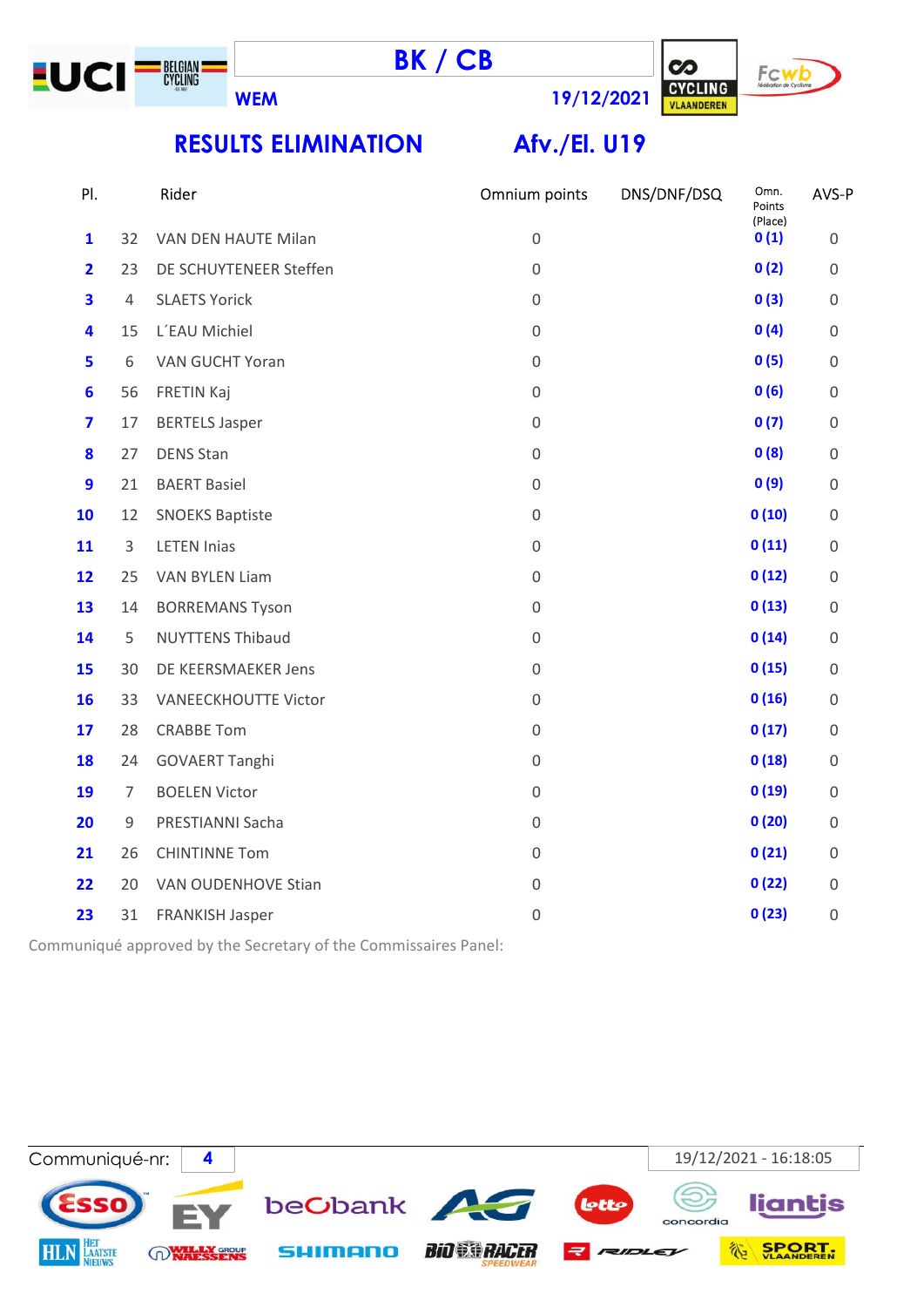# BK / CB

WEM — 19/12/2021

## RESULTS ELIMINATION — Afv./El. U19

| Pl. | | Rider | Omnium points | DNS/DNF/DSQ | Omn. Points (Place) | AVS-P |
|---|---|---|---|---|---|---|
| 1 | 32 | VAN DEN HAUTE Milan | 0 | | 0 (1) | 0 |
| 2 | 23 | DE SCHUYTENEER Steffen | 0 | | 0 (2) | 0 |
| 3 | 4 | SLAETS Yorick | 0 | | 0 (3) | 0 |
| 4 | 15 | L´EAU Michiel | 0 | | 0 (4) | 0 |
| 5 | 6 | VAN GUCHT Yoran | 0 | | 0 (5) | 0 |
| 6 | 56 | FRETIN Kaj | 0 | | 0 (6) | 0 |
| 7 | 17 | BERTELS Jasper | 0 | | 0 (7) | 0 |
| 8 | 27 | DENS Stan | 0 | | 0 (8) | 0 |
| 9 | 21 | BAERT Basiel | 0 | | 0 (9) | 0 |
| 10 | 12 | SNOEKS Baptiste | 0 | | 0 (10) | 0 |
| 11 | 3 | LETEN Inias | 0 | | 0 (11) | 0 |
| 12 | 25 | VAN BYLEN Liam | 0 | | 0 (12) | 0 |
| 13 | 14 | BORREMANS Tyson | 0 | | 0 (13) | 0 |
| 14 | 5 | NUYTTENS Thibaud | 0 | | 0 (14) | 0 |
| 15 | 30 | DE KEERSMAEKER Jens | 0 | | 0 (15) | 0 |
| 16 | 33 | VANEECKHOUTTE Victor | 0 | | 0 (16) | 0 |
| 17 | 28 | CRABBE Tom | 0 | | 0 (17) | 0 |
| 18 | 24 | GOVAERT Tanghi | 0 | | 0 (18) | 0 |
| 19 | 7 | BOELEN Victor | 0 | | 0 (19) | 0 |
| 20 | 9 | PRESTIANNI Sacha | 0 | | 0 (20) | 0 |
| 21 | 26 | CHINTINNE Tom | 0 | | 0 (21) | 0 |
| 22 | 20 | VAN OUDENHOVE Stian | 0 | | 0 (22) | 0 |
| 23 | 31 | FRANKISH Jasper | 0 | | 0 (23) | 0 |

Communiqué approved by the Secretary of the Commissaires Panel:

Communiqué-nr: 4 — 19/12/2021 - 16:18:05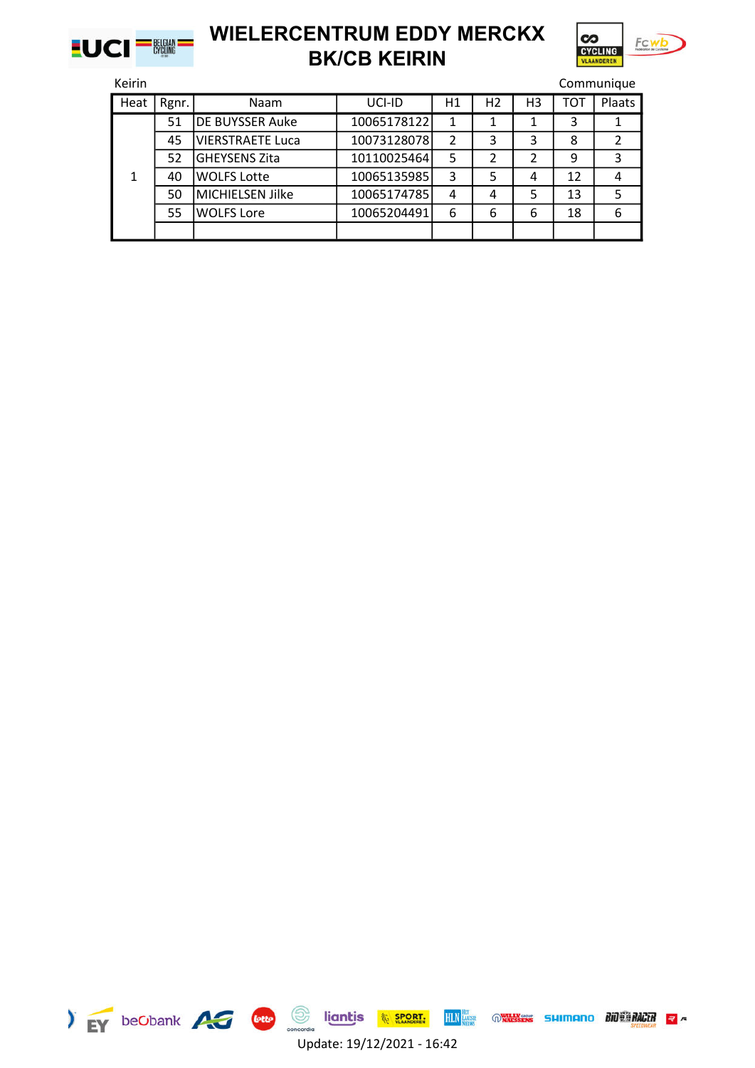# WIELERCENTRUM EDDY MERCKX
# BK/CB KEIRIN

Keirin

Communique

| Heat | Rgnr. | Naam | UCI-ID | H1 | H2 | H3 | TOT | Plaats |
|---|---|---|---|---|---|---|---|---|
| 1 | 51 | DE BUYSSER Auke | 10065178122 | 1 | 1 | 1 | 3 | 1 |
| | 45 | VIERSTRAETE Luca | 10073128078 | 2 | 3 | 3 | 8 | 2 |
| | 52 | GHEYSENS Zita | 10110025464 | 5 | 2 | 2 | 9 | 3 |
| | 40 | WOLFS Lotte | 10065135985 | 3 | 5 | 4 | 12 | 4 |
| | 50 | MICHIELSEN Jilke | 10065174785 | 4 | 4 | 5 | 13 | 5 |
| | 55 | WOLFS Lore | 10065204491 | 6 | 6 | 6 | 18 | 6 |
| | | | | | | | | |

Update: 19/12/2021 - 16:42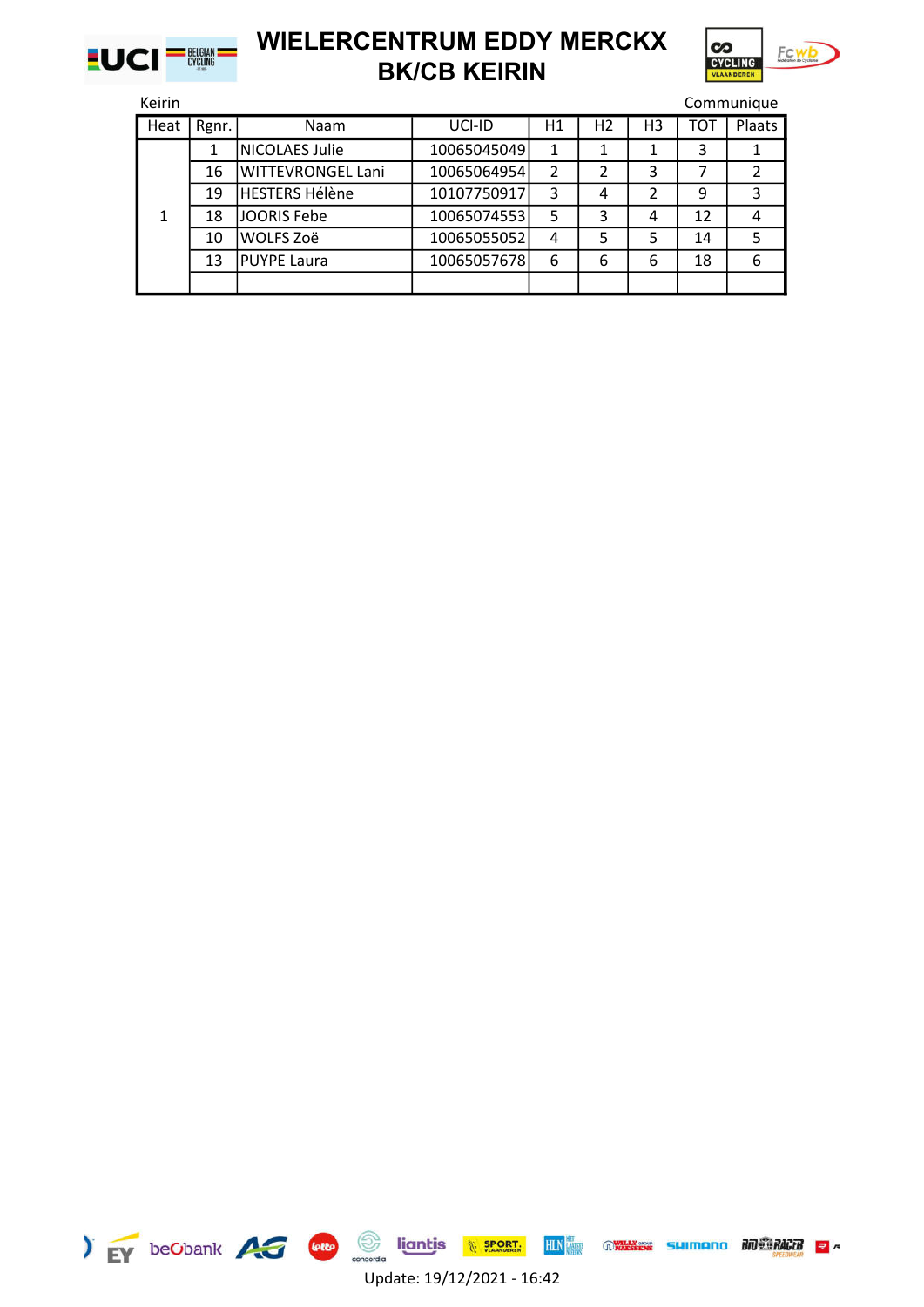# WIELERCENTRUM EDDY MERCKX
# BK/CB KEIRIN

Keirin

Communique

| Heat | Rgnr. | Naam | UCI-ID | H1 | H2 | H3 | TOT | Plaats |
|---|---|---|---|---|---|---|---|---|
| 1 | 1 | NICOLAES Julie | 10065045049 | 1 | 1 | 1 | 3 | 1 |
| | 16 | WITTEVRONGEL Lani | 10065064954 | 2 | 2 | 3 | 7 | 2 |
| | 19 | HESTERS Hélène | 10107750917 | 3 | 4 | 2 | 9 | 3 |
| | 18 | JOORIS Febe | 10065074553 | 5 | 3 | 4 | 12 | 4 |
| | 10 | WOLFS Zoë | 10065055052 | 4 | 5 | 5 | 14 | 5 |
| | 13 | PUYPE Laura | 10065057678 | 6 | 6 | 6 | 18 | 6 |
| | | | | | | | | |

Update: 19/12/2021 - 16:42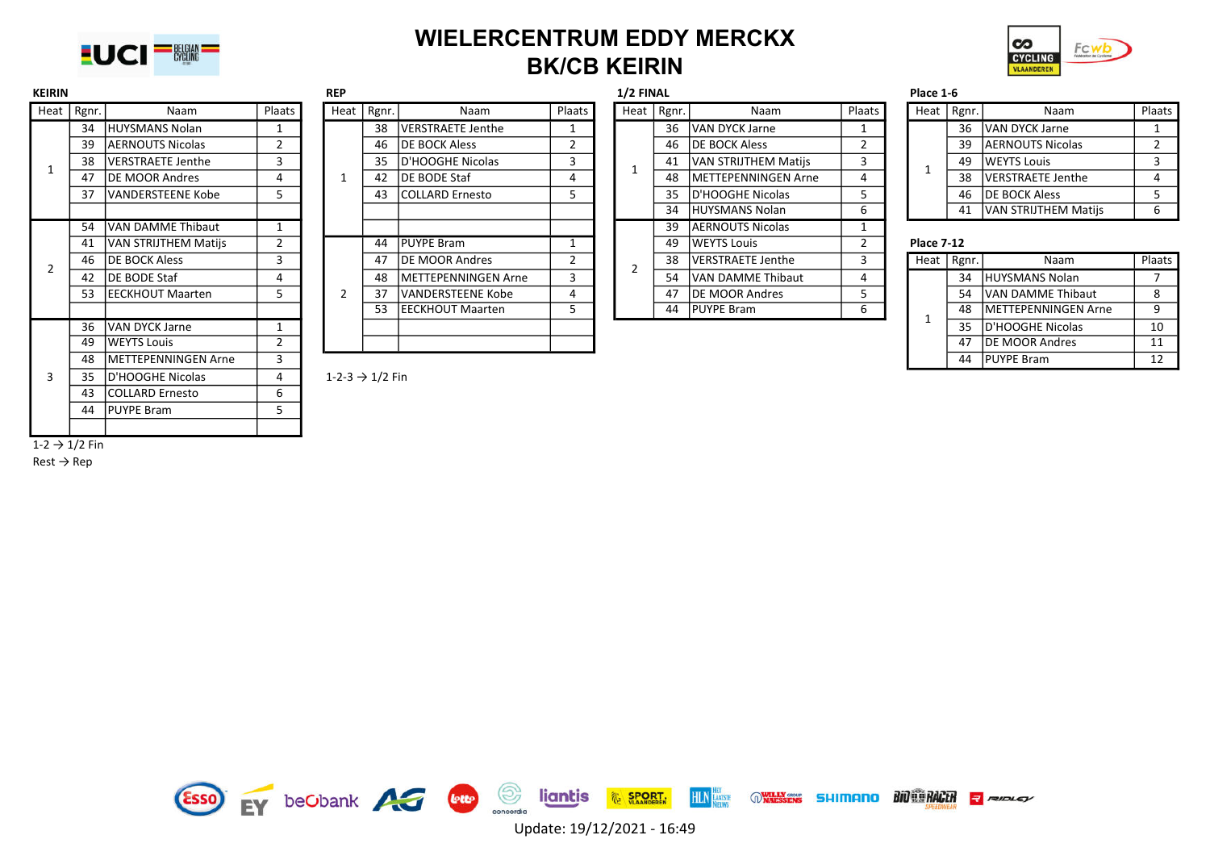# WIELERCENTRUM EDDY MERCKX
# BK/CB KEIRIN

### KEIRIN

| Heat | Rgnr. | Naam | Plaats |
|---|---|---|---|
| 1 | 34 | HUYSMANS Nolan | 1 |
| | 39 | AERNOUTS Nicolas | 2 |
| | 38 | VERSTRAETE Jenthe | 3 |
| | 47 | DE MOOR Andres | 4 |
| | 37 | VANDERSTEENE Kobe | 5 |
| | | | |
| 2 | 54 | VAN DAMME Thibaut | 1 |
| | 41 | VAN STRIJTHEM Matijs | 2 |
| | 46 | DE BOCK Aless | 3 |
| | 42 | DE BODE Staf | 4 |
| | 53 | EECKHOUT Maarten | 5 |
| | | | |
| 3 | 36 | VAN DYCK Jarne | 1 |
| | 49 | WEYTS Louis | 2 |
| | 48 | METTEPENNINGEN Arne | 3 |
| | 35 | D'HOOGHE Nicolas | 4 |
| | 43 | COLLARD Ernesto | 6 |
| | 44 | PUYPE Bram | 5 |
| | | | |

1-2 → 1/2 Fin
Rest → Rep

### REP

| Heat | Rgnr. | Naam | Plaats |
|---|---|---|---|
| 1 | 38 | VERSTRAETE Jenthe | 1 |
| | 46 | DE BOCK Aless | 2 |
| | 35 | D'HOOGHE Nicolas | 3 |
| | 42 | DE BODE Staf | 4 |
| | 43 | COLLARD Ernesto | 5 |
| | | | |
| 2 | 44 | PUYPE Bram | 1 |
| | 47 | DE MOOR Andres | 2 |
| | 48 | METTEPENNINGEN Arne | 3 |
| | 37 | VANDERSTEENE Kobe | 4 |
| | 53 | EECKHOUT Maarten | 5 |
| | | | |
| | | | |

1-2-3 → 1/2 Fin

### 1/2 FINAL

| Heat | Rgnr. | Naam | Plaats |
|---|---|---|---|
| 1 | 36 | VAN DYCK Jarne | 1 |
| | 46 | DE BOCK Aless | 2 |
| | 41 | VAN STRIJTHEM Matijs | 3 |
| | 48 | METTEPENNINGEN Arne | 4 |
| | 35 | D'HOOGHE Nicolas | 5 |
| | 34 | HUYSMANS Nolan | 6 |
| 2 | 39 | AERNOUTS Nicolas | 1 |
| | 49 | WEYTS Louis | 2 |
| | 38 | VERSTRAETE Jenthe | 3 |
| | 54 | VAN DAMME Thibaut | 4 |
| | 47 | DE MOOR Andres | 5 |
| | 44 | PUYPE Bram | 6 |

### Place 1-6

| Heat | Rgnr. | Naam | Plaats |
|---|---|---|---|
| 1 | 36 | VAN DYCK Jarne | 1 |
| | 39 | AERNOUTS Nicolas | 2 |
| | 49 | WEYTS Louis | 3 |
| | 38 | VERSTRAETE Jenthe | 4 |
| | 46 | DE BOCK Aless | 5 |
| | 41 | VAN STRIJTHEM Matijs | 6 |

### Place 7-12

| Heat | Rgnr. | Naam | Plaats |
|---|---|---|---|
| 1 | 34 | HUYSMANS Nolan | 7 |
| | 54 | VAN DAMME Thibaut | 8 |
| | 48 | METTEPENNINGEN Arne | 9 |
| | 35 | D'HOOGHE Nicolas | 10 |
| | 47 | DE MOOR Andres | 11 |
| | 44 | PUYPE Bram | 12 |

Update: 19/12/2021 - 16:49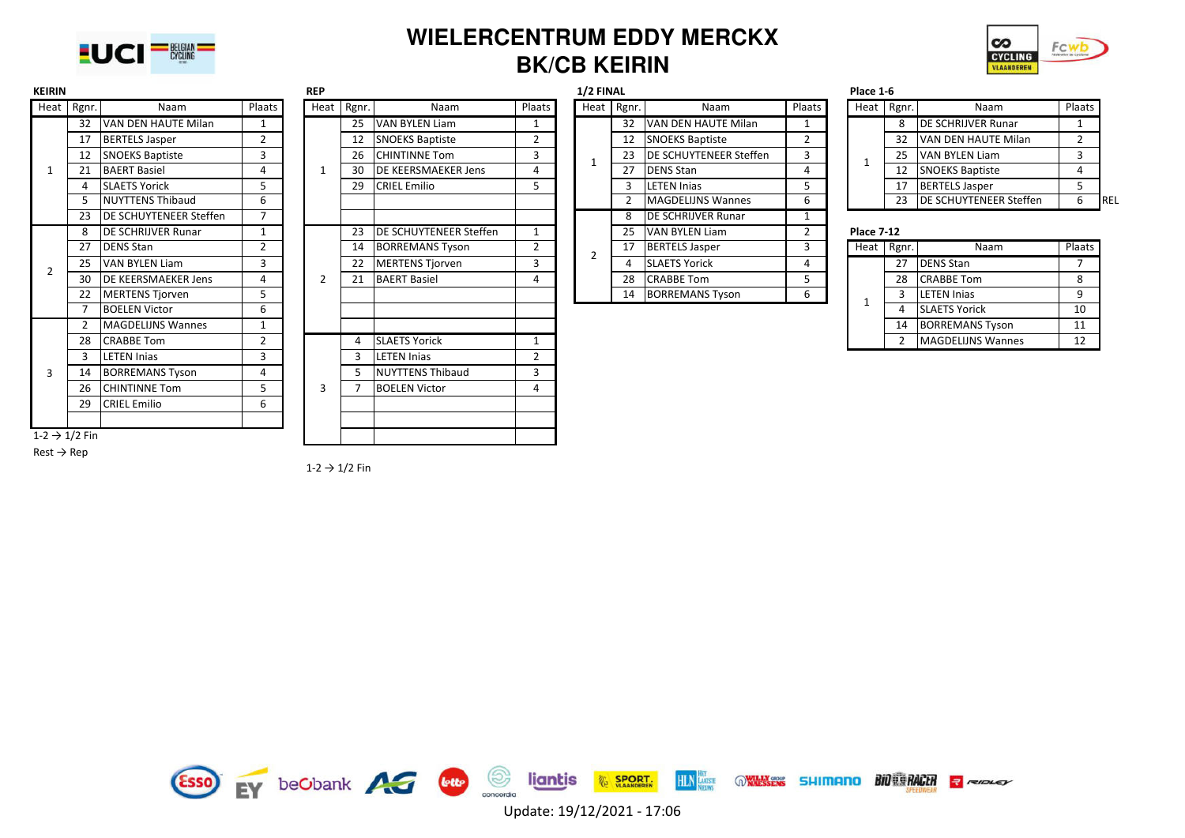# WIELERCENTRUM EDDY MERCKX
# BK/CB KEIRIN

**KEIRIN**

| Heat | Rgnr. | Naam | Plaats |
|---|---|---|---|
| 1 | 32 | VAN DEN HAUTE Milan | 1 |
| | 17 | BERTELS Jasper | 2 |
| | 12 | SNOEKS Baptiste | 3 |
| | 21 | BAERT Basiel | 4 |
| | 4 | SLAETS Yorick | 5 |
| | 5 | NUYTTENS Thibaud | 6 |
| | 23 | DE SCHUYTENEER Steffen | 7 |
| 2 | 8 | DE SCHRIJVER Runar | 1 |
| | 27 | DENS Stan | 2 |
| | 25 | VAN BYLEN Liam | 3 |
| | 30 | DE KEERSMAEKER Jens | 4 |
| | 22 | MERTENS Tjorven | 5 |
| | 7 | BOELEN Victor | 6 |
| 3 | 2 | MAGDELIJNS Wannes | 1 |
| | 28 | CRABBE Tom | 2 |
| | 3 | LETEN Inias | 3 |
| | 14 | BORREMANS Tyson | 4 |
| | 26 | CHINTINNE Tom | 5 |
| | 29 | CRIEL Emilio | 6 |

1-2 → 1/2 Fin

Rest → Rep

**REP**

| Heat | Rgnr. | Naam | Plaats |
|---|---|---|---|
| 1 | 25 | VAN BYLEN Liam | 1 |
| | 12 | SNOEKS Baptiste | 2 |
| | 26 | CHINTINNE Tom | 3 |
| | 30 | DE KEERSMAEKER Jens | 4 |
| | 29 | CRIEL Emilio | 5 |
| 2 | 23 | DE SCHUYTENEER Steffen | 1 |
| | 14 | BORREMANS Tyson | 2 |
| | 22 | MERTENS Tjorven | 3 |
| | 21 | BAERT Basiel | 4 |
| 3 | 4 | SLAETS Yorick | 1 |
| | 3 | LETEN Inias | 2 |
| | 5 | NUYTTENS Thibaud | 3 |
| | 7 | BOELEN Victor | 4 |

1-2 → 1/2 Fin

**1/2 FINAL**

| Heat | Rgnr. | Naam | Plaats |
|---|---|---|---|
| 1 | 32 | VAN DEN HAUTE Milan | 1 |
| | 12 | SNOEKS Baptiste | 2 |
| | 23 | DE SCHUYTENEER Steffen | 3 |
| | 27 | DENS Stan | 4 |
| | 3 | LETEN Inias | 5 |
| | 2 | MAGDELIJNS Wannes | 6 |
| 2 | 8 | DE SCHRIJVER Runar | 1 |
| | 25 | VAN BYLEN Liam | 2 |
| | 17 | BERTELS Jasper | 3 |
| | 4 | SLAETS Yorick | 4 |
| | 28 | CRABBE Tom | 5 |
| | 14 | BORREMANS Tyson | 6 |

**Place 1-6**

| Heat | Rgnr. | Naam | Plaats | |
|---|---|---|---|---|
| 1 | 8 | DE SCHRIJVER Runar | 1 | |
| | 32 | VAN DEN HAUTE Milan | 2 | |
| | 25 | VAN BYLEN Liam | 3 | |
| | 12 | SNOEKS Baptiste | 4 | |
| | 17 | BERTELS Jasper | 5 | |
| | 23 | DE SCHUYTENEER Steffen | 6 | REL |

**Place 7-12**

| Heat | Rgnr. | Naam | Plaats |
|---|---|---|---|
| 1 | 27 | DENS Stan | 7 |
| | 28 | CRABBE Tom | 8 |
| | 3 | LETEN Inias | 9 |
| | 4 | SLAETS Yorick | 10 |
| | 14 | BORREMANS Tyson | 11 |
| | 2 | MAGDELIJNS Wannes | 12 |

Update: 19/12/2021 - 17:06